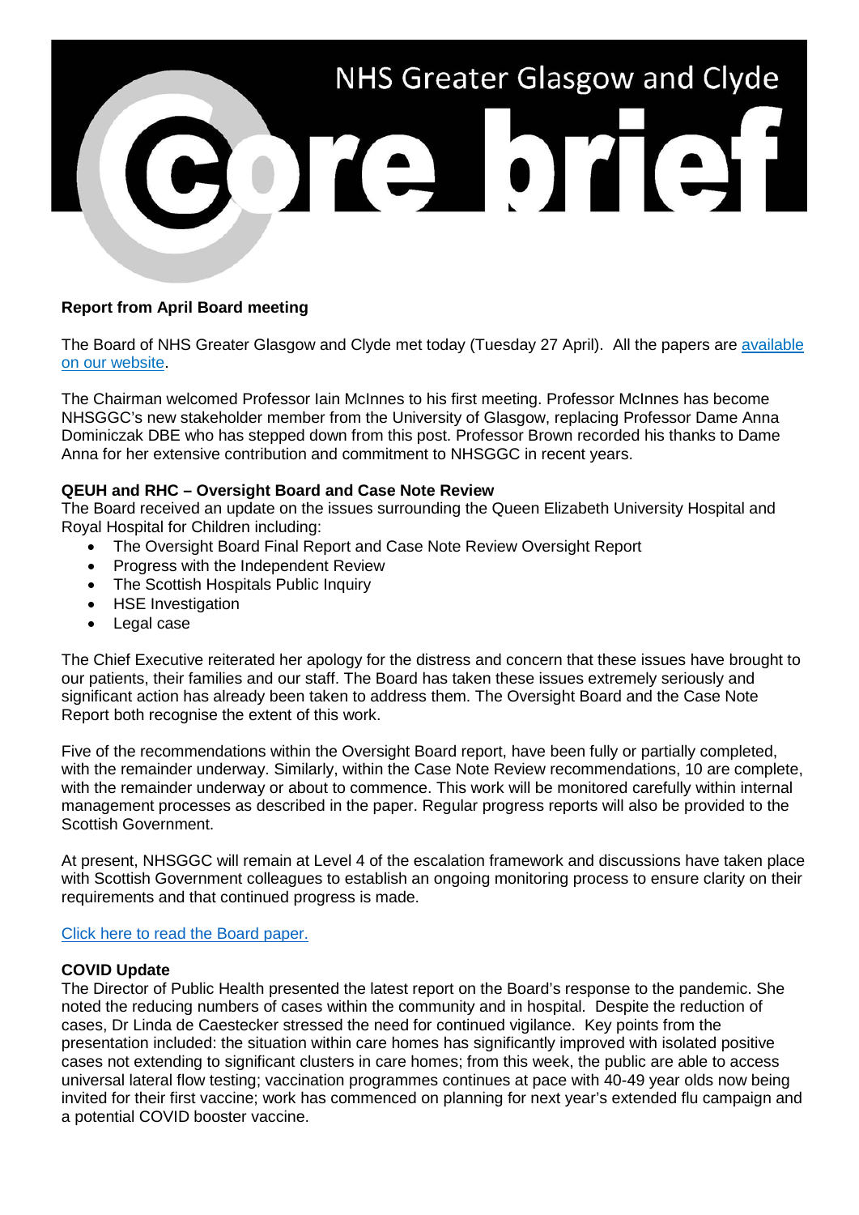# NHS Greater Glasgow and Clyde core brief

**Report from April Board meeting**

The Board of NHS Greater Glasgow and Clyde met today (Tuesday 27 April). All the papers are [available on our website](#).

The Chairman welcomed Professor Iain McInnes to his first meeting. Professor McInnes has become NHSGGC's new stakeholder member from the University of Glasgow, replacing Professor Dame Anna Dominiczak DBE who has stepped down from this post. Professor Brown recorded his thanks to Dame Anna for her extensive contribution and commitment to NHSGGC in recent years.

**QEUH and RHC – Oversight Board and Case Note Review**

The Board received an update on the issues surrounding the Queen Elizabeth University Hospital and Royal Hospital for Children including:

- The Oversight Board Final Report and Case Note Review Oversight Report
- Progress with the Independent Review
- The Scottish Hospitals Public Inquiry
- HSE Investigation
- Legal case

The Chief Executive reiterated her apology for the distress and concern that these issues have brought to our patients, their families and our staff. The Board has taken these issues extremely seriously and significant action has already been taken to address them. The Oversight Board and the Case Note Report both recognise the extent of this work.

Five of the recommendations within the Oversight Board report, have been fully or partially completed, with the remainder underway. Similarly, within the Case Note Review recommendations, 10 are complete, with the remainder underway or about to commence. This work will be monitored carefully within internal management processes as described in the paper. Regular progress reports will also be provided to the Scottish Government.

At present, NHSGGC will remain at Level 4 of the escalation framework and discussions have taken place with Scottish Government colleagues to establish an ongoing monitoring process to ensure clarity on their requirements and that continued progress is made.

[Click here to read the Board paper.](#)

**COVID Update**

The Director of Public Health presented the latest report on the Board's response to the pandemic. She noted the reducing numbers of cases within the community and in hospital. Despite the reduction of cases, Dr Linda de Caestecker stressed the need for continued vigilance. Key points from the presentation included: the situation within care homes has significantly improved with isolated positive cases not extending to significant clusters in care homes; from this week, the public are able to access universal lateral flow testing; vaccination programmes continues at pace with 40-49 year olds now being invited for their first vaccine; work has commenced on planning for next year's extended flu campaign and a potential COVID booster vaccine.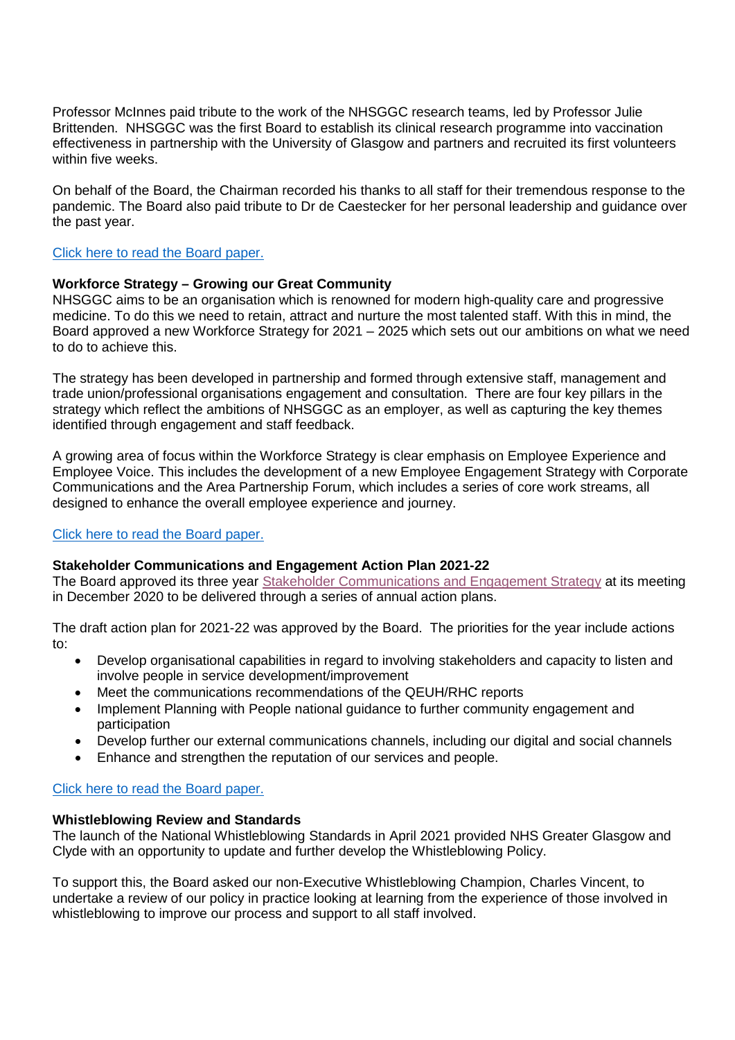Professor McInnes paid tribute to the work of the NHSGGC research teams, led by Professor Julie Brittenden. NHSGGC was the first Board to establish its clinical research programme into vaccination effectiveness in partnership with the University of Glasgow and partners and recruited its first volunteers within five weeks.

On behalf of the Board, the Chairman recorded his thanks to all staff for their tremendous response to the pandemic. The Board also paid tribute to Dr de Caestecker for her personal leadership and guidance over the past year.

Click here to read the Board paper.

**Workforce Strategy – Growing our Great Community**
NHSGGC aims to be an organisation which is renowned for modern high-quality care and progressive medicine. To do this we need to retain, attract and nurture the most talented staff. With this in mind, the Board approved a new Workforce Strategy for 2021 – 2025 which sets out our ambitions on what we need to do to achieve this.

The strategy has been developed in partnership and formed through extensive staff, management and trade union/professional organisations engagement and consultation. There are four key pillars in the strategy which reflect the ambitions of NHSGGC as an employer, as well as capturing the key themes identified through engagement and staff feedback.

A growing area of focus within the Workforce Strategy is clear emphasis on Employee Experience and Employee Voice. This includes the development of a new Employee Engagement Strategy with Corporate Communications and the Area Partnership Forum, which includes a series of core work streams, all designed to enhance the overall employee experience and journey.

Click here to read the Board paper.

**Stakeholder Communications and Engagement Action Plan 2021-22**
The Board approved its three year Stakeholder Communications and Engagement Strategy at its meeting in December 2020 to be delivered through a series of annual action plans.

The draft action plan for 2021-22 was approved by the Board. The priorities for the year include actions to:

- Develop organisational capabilities in regard to involving stakeholders and capacity to listen and involve people in service development/improvement
- Meet the communications recommendations of the QEUH/RHC reports
- Implement Planning with People national guidance to further community engagement and participation
- Develop further our external communications channels, including our digital and social channels
- Enhance and strengthen the reputation of our services and people.

Click here to read the Board paper.

**Whistleblowing Review and Standards**
The launch of the National Whistleblowing Standards in April 2021 provided NHS Greater Glasgow and Clyde with an opportunity to update and further develop the Whistleblowing Policy.

To support this, the Board asked our non-Executive Whistleblowing Champion, Charles Vincent, to undertake a review of our policy in practice looking at learning from the experience of those involved in whistleblowing to improve our process and support to all staff involved.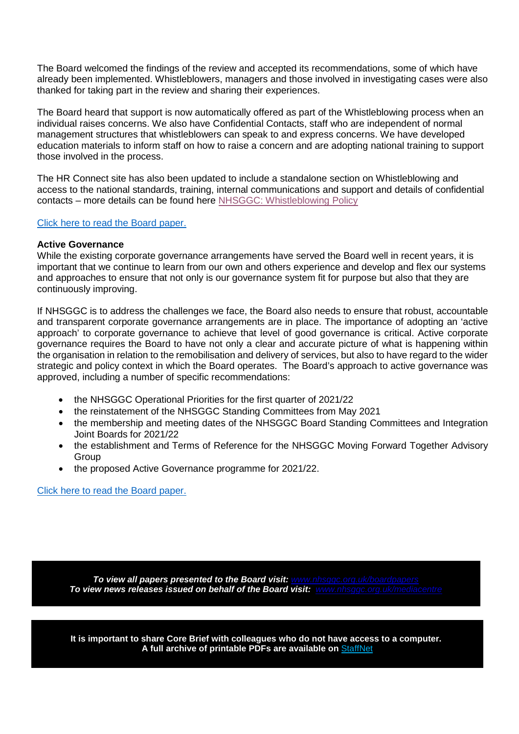The Board welcomed the findings of the review and accepted its recommendations, some of which have already been implemented. Whistleblowers, managers and those involved in investigating cases were also thanked for taking part in the review and sharing their experiences.

The Board heard that support is now automatically offered as part of the Whistleblowing process when an individual raises concerns. We also have Confidential Contacts, staff who are independent of normal management structures that whistleblowers can speak to and express concerns. We have developed education materials to inform staff on how to raise a concern and are adopting national training to support those involved in the process.

The HR Connect site has also been updated to include a standalone section on Whistleblowing and access to the national standards, training, internal communications and support and details of confidential contacts – more details can be found here NHSGGC: Whistleblowing Policy

Click here to read the Board paper.

**Active Governance**

While the existing corporate governance arrangements have served the Board well in recent years, it is important that we continue to learn from our own and others experience and develop and flex our systems and approaches to ensure that not only is our governance system fit for purpose but also that they are continuously improving.

If NHSGGC is to address the challenges we face, the Board also needs to ensure that robust, accountable and transparent corporate governance arrangements are in place. The importance of adopting an 'active approach' to corporate governance to achieve that level of good governance is critical. Active corporate governance requires the Board to have not only a clear and accurate picture of what is happening within the organisation in relation to the remobilisation and delivery of services, but also to have regard to the wider strategic and policy context in which the Board operates. The Board's approach to active governance was approved, including a number of specific recommendations:

- the NHSGGC Operational Priorities for the first quarter of 2021/22
- the reinstatement of the NHSGGC Standing Committees from May 2021
- the membership and meeting dates of the NHSGGC Board Standing Committees and Integration Joint Boards for 2021/22
- the establishment and Terms of Reference for the NHSGGC Moving Forward Together Advisory Group
- the proposed Active Governance programme for 2021/22.

Click here to read the Board paper.

***To view all papers presented to the Board visit:*** *www.nhsggc.org.uk/boardpapers*
***To view news releases issued on behalf of the Board visit:*** *www.nhsggc.org.uk/mediacentre*

**It is important to share Core Brief with colleagues who do not have access to a computer. A full archive of printable PDFs are available on** StaffNet